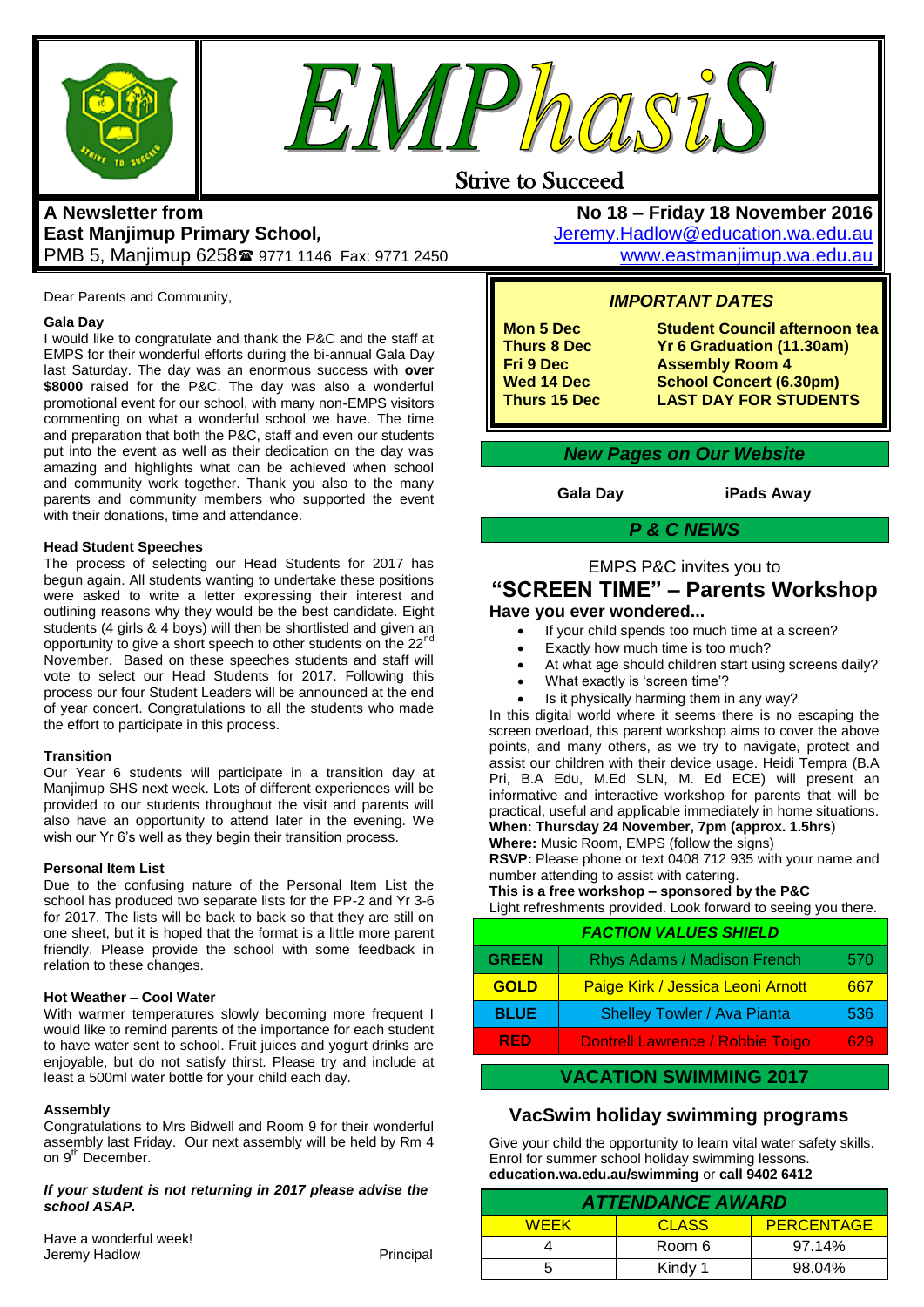# EMPhasiS

Strive to Succeed

**A Newsletter from**
**East Manjimup Primary School,**
PMB 5, Manjimup 6258 ☎ 9771 1146 Fax: 9771 2450

**No 18 – Friday 18 November 2016**
Jeremy.Hadlow@education.wa.edu.au
www.eastmanjimup.wa.edu.au

Dear Parents and Community,

**Gala Day**

I would like to congratulate and thank the P&C and the staff at EMPS for their wonderful efforts during the bi-annual Gala Day last Saturday. The day was an enormous success with **over $8000** raised for the P&C. The day was also a wonderful promotional event for our school, with many non-EMPS visitors commenting on what a wonderful school we have. The time and preparation that both the P&C, staff and even our students put into the event as well as their dedication on the day was amazing and highlights what can be achieved when school and community work together. Thank you also to the many parents and community members who supported the event with their donations, time and attendance.

**Head Student Speeches**

The process of selecting our Head Students for 2017 has begun again. All students wanting to undertake these positions were asked to write a letter expressing their interest and outlining reasons why they would be the best candidate. Eight students (4 girls & 4 boys) will then be shortlisted and given an opportunity to give a short speech to other students on the 22nd November. Based on these speeches students and staff will vote to select our Head Students for 2017. Following this process our four Student Leaders will be announced at the end of year concert. Congratulations to all the students who made the effort to participate in this process.

**Transition**

Our Year 6 students will participate in a transition day at Manjimup SHS next week. Lots of different experiences will be provided to our students throughout the visit and parents will also have an opportunity to attend later in the evening. We wish our Yr 6's well as they begin their transition process.

**Personal Item List**

Due to the confusing nature of the Personal Item List the school has produced two separate lists for the PP-2 and Yr 3-6 for 2017. The lists will be back to back so that they are still on one sheet, but it is hoped that the format is a little more parent friendly. Please provide the school with some feedback in relation to these changes.

**Hot Weather – Cool Water**

With warmer temperatures slowly becoming more frequent I would like to remind parents of the importance for each student to have water sent to school. Fruit juices and yogurt drinks are enjoyable, but do not satisfy thirst. Please try and include at least a 500ml water bottle for your child each day.

**Assembly**

Congratulations to Mrs Bidwell and Room 9 for their wonderful assembly last Friday. Our next assembly will be held by Rm 4 on 9th December.

***If your student is not returning in 2017 please advise the school ASAP.***

Have a wonderful week!
Jeremy Hadlow Principal

### *IMPORTANT DATES*

| | |
|---|---|
| **Mon 5 Dec** | **Student Council afternoon tea** |
| **Thurs 8 Dec** | **Yr 6 Graduation (11.30am)** |
| **Fri 9 Dec** | **Assembly Room 4** |
| **Wed 14 Dec** | **School Concert (6.30pm)** |
| **Thurs 15 Dec** | **LAST DAY FOR STUDENTS** |

### *New Pages on Our Website*

**Gala Day** **iPads Away**

### *P & C NEWS*

EMPS P&C invites you to

## "SCREEN TIME" – Parents Workshop

**Have you ever wondered...**

- If your child spends too much time at a screen?
- Exactly how much time is too much?
- At what age should children start using screens daily?
- What exactly is 'screen time'?
- Is it physically harming them in any way?

In this digital world where it seems there is no escaping the screen overload, this parent workshop aims to cover the above points, and many others, as we try to navigate, protect and assist our children with their device usage. Heidi Tempra (B.A Pri, B.A Edu, M.Ed SLN, M. Ed ECE) will present an informative and interactive workshop for parents that will be practical, useful and applicable immediately in home situations.
**When: Thursday 24 November, 7pm (approx. 1.5hrs**)
**Where:** Music Room, EMPS (follow the signs)
**RSVP:** Please phone or text 0408 712 935 with your name and number attending to assist with catering.
**This is a free workshop – sponsored by the P&C**
Light refreshments provided. Look forward to seeing you there.

| *FACTION VALUES SHIELD* | | |
|---|---|---|
| **GREEN** | Rhys Adams / Madison French | 570 |
| **GOLD** | Paige Kirk / Jessica Leoni Arnott | 667 |
| **BLUE** | Shelley Towler / Ava Pianta | 536 |
| **RED** | Dontrell Lawrence / Robbie Toigo | 629 |

### VACATION SWIMMING 2017

## VacSwim holiday swimming programs

Give your child the opportunity to learn vital water safety skills. Enrol for summer school holiday swimming lessons.
**education.wa.edu.au/swimming** or **call 9402 6412**

| *ATTENDANCE AWARD* | | |
|---|---|---|
| WEEK | CLASS | PERCENTAGE |
| 4 | Room 6 | 97.14% |
| 5 | Kindy 1 | 98.04% |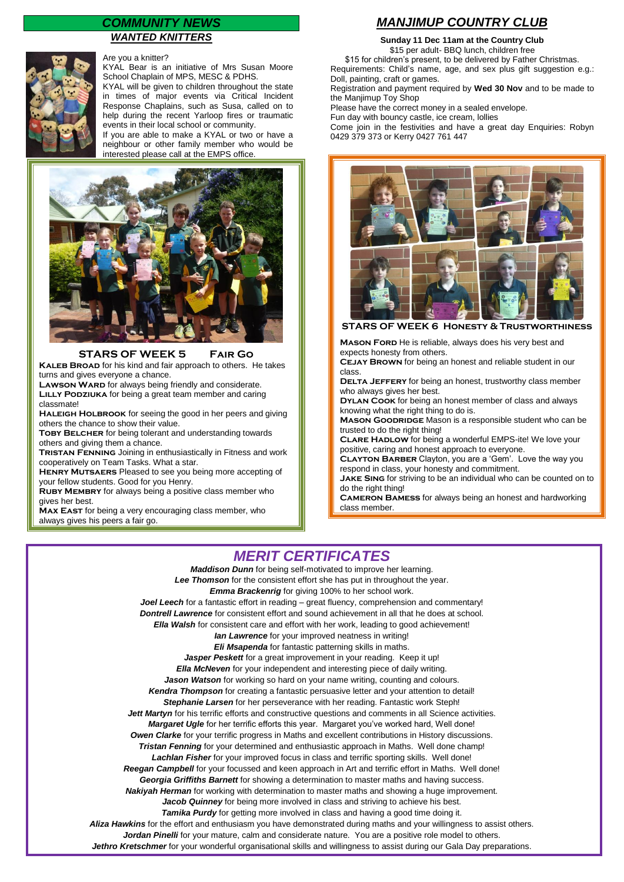## COMMUNITY NEWS

### WANTED KNITTERS

Are you a knitter?

KYAL Bear is an initiative of Mrs Susan Moore School Chaplain of MPS, MESC & PDHS.

KYAL will be given to children throughout the state in times of major events via Critical Incident Response Chaplains, such as Susa, called on to help during the recent Yarloop fires or traumatic events in their local school or community.

If you are able to make a KYAL or two or have a neighbour or other family member who would be interested please call at the EMPS office.

### STARS OF WEEK 5 FAIR GO

**Kaleb Broad** for his kind and fair approach to others. He takes turns and gives everyone a chance.

**Lawson Ward** for always being friendly and considerate.

**Lilly Podziuka** for being a great team member and caring classmate!

**Haleigh Holbrook** for seeing the good in her peers and giving others the chance to show their value.

**Toby Belcher** for being tolerant and understanding towards others and giving them a chance.

**Tristan Fenning** Joining in enthusiastically in Fitness and work cooperatively on Team Tasks. What a star.

**Henry Mutsaers** Pleased to see you being more accepting of your fellow students. Good for you Henry.

**Ruby Membry** for always being a positive class member who gives her best.

**Max East** for being a very encouraging class member, who always gives his peers a fair go.

## MANJIMUP COUNTRY CLUB

**Sunday 11 Dec 11am at the Country Club**

$15 per adult- BBQ lunch, children free

$15 for children's present, to be delivered by Father Christmas.

Requirements: Child's name, age, and sex plus gift suggestion e.g.: Doll, painting, craft or games.

Registration and payment required by **Wed 30 Nov** and to be made to the Manjimup Toy Shop

Please have the correct money in a sealed envelope.

Fun day with bouncy castle, ice cream, lollies

Come join in the festivities and have a great day Enquiries: Robyn 0429 379 373 or Kerry 0427 761 447

### STARS OF WEEK 6 HONESTY & TRUSTWORTHINESS

**Mason Ford** He is reliable, always does his very best and expects honesty from others.

**Cejay Brown** for being an honest and reliable student in our class.

**Delta Jeffery** for being an honest, trustworthy class member who always gives her best.

**Dylan Cook** for being an honest member of class and always knowing what the right thing to do is.

**Mason Goodridge** Mason is a responsible student who can be trusted to do the right thing!

**Clare Hadlow** for being a wonderful EMPS-ite! We love your positive, caring and honest approach to everyone.

**Clayton Barber** Clayton, you are a 'Gem'. Love the way you respond in class, your honesty and commitment.

**Jake Sing** for striving to be an individual who can be counted on to do the right thing!

**Cameron Bamess** for always being an honest and hardworking class member.

## MERIT CERTIFICATES

***Maddison Dunn*** for being self-motivated to improve her learning.

***Lee Thomson*** for the consistent effort she has put in throughout the year.

***Emma Brackenrig*** for giving 100% to her school work.

***Joel Leech*** for a fantastic effort in reading – great fluency, comprehension and commentary!

***Dontrell Lawrence*** for consistent effort and sound achievement in all that he does at school.

***Ella Walsh*** for consistent care and effort with her work, leading to good achievement!

***Ian Lawrence*** for your improved neatness in writing!

***Eli Msapenda*** for fantastic patterning skills in maths.

***Jasper Peskett*** for a great improvement in your reading. Keep it up!

***Ella McNeven*** for your independent and interesting piece of daily writing.

***Jason Watson*** for working so hard on your name writing, counting and colours.

***Kendra Thompson*** for creating a fantastic persuasive letter and your attention to detail!

***Stephanie Larsen*** for her perseverance with her reading. Fantastic work Steph!

***Jett Martyn*** for his terrific efforts and constructive questions and comments in all Science activities.

***Margaret Ugle*** for her terrific efforts this year. Margaret you've worked hard, Well done!

***Owen Clarke*** for your terrific progress in Maths and excellent contributions in History discussions.

***Tristan Fenning*** for your determined and enthusiastic approach in Maths. Well done champ!

***Lachlan Fisher*** for your improved focus in class and terrific sporting skills. Well done!

***Reegan Campbell*** for your focussed and keen approach in Art and terrific effort in Maths. Well done!

***Georgia Griffiths Barnett*** for showing a determination to master maths and having success.

***Nakiyah Herman*** for working with determination to master maths and showing a huge improvement.

***Jacob Quinney*** for being more involved in class and striving to achieve his best.

***Tamika Purdy*** for getting more involved in class and having a good time doing it.

***Aliza Hawkins*** for the effort and enthusiasm you have demonstrated during maths and your willingness to assist others.

***Jordan Pinelli*** for your mature, calm and considerate nature. You are a positive role model to others.

***Jethro Kretschmer*** for your wonderful organisational skills and willingness to assist during our Gala Day preparations.